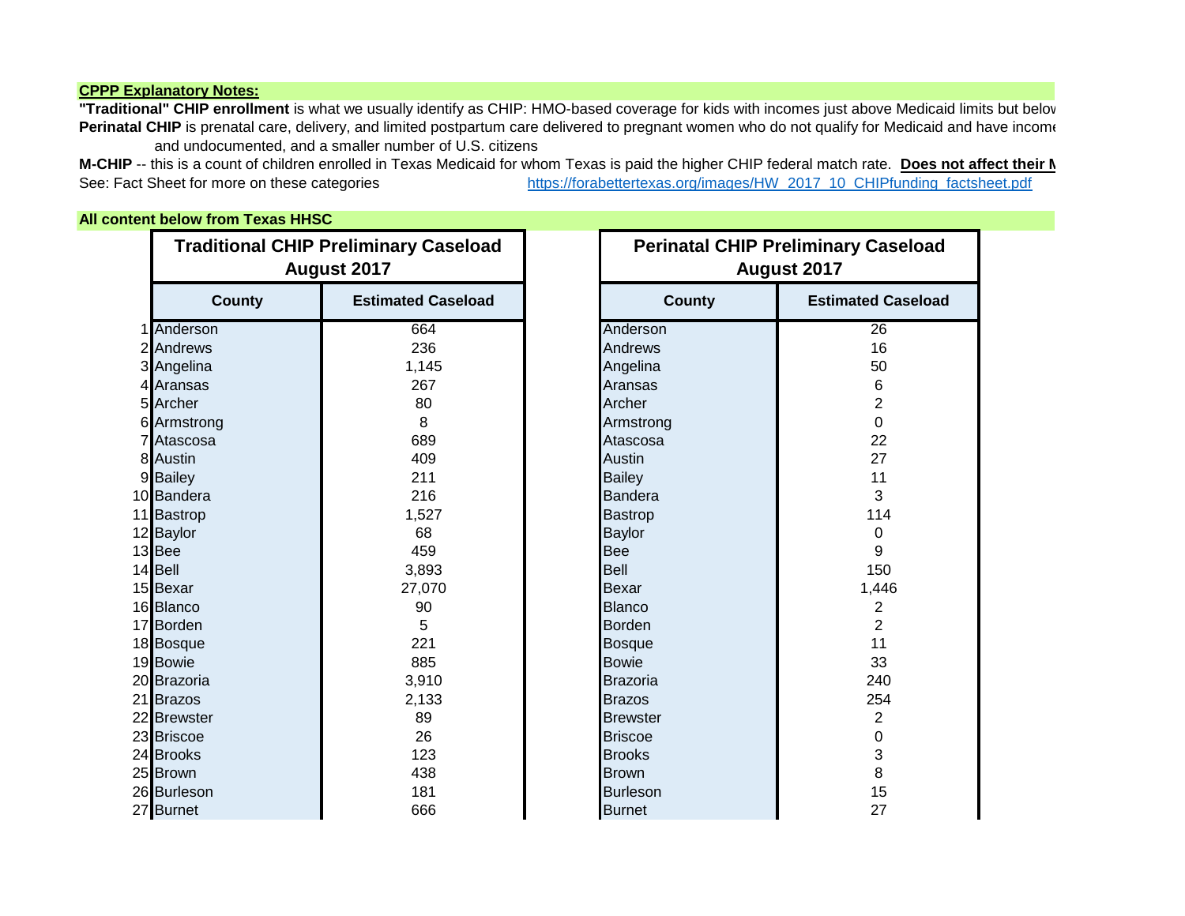**CPPP Explanatory Notes:**

**"Traditional" CHIP enrollment** is what we usually identify as CHIP: HMO-based coverage for kids with incomes just above Medicaid limits but belov

**Perinatal CHIP** is prenatal care, delivery, and limited postpartum care delivered to pregnant women who do not qualify for Medicaid and have income and undocumented, and a smaller number of U.S. citizens

**M-CHIP** -- this is a count of children enrolled in Texas Medicaid for whom Texas is paid the higher CHIP federal match rate. **Does not affect their M**

See: Fact Sheet for more on these categories https://forabettertexas.org/images/HW_2017_10_CHIPfunding_factsheet.pdf

**All content below from Texas HHSC**

| | Traditional CHIP Preliminary Caseload August 2017 | | Perinatal CHIP Preliminary Caseload August 2017 | |
|---|---|---|---|---|
| | **County** | **Estimated Caseload** | **County** | **Estimated Caseload** |
| 1 | Anderson | 664 | Anderson | 26 |
| 2 | Andrews | 236 | Andrews | 16 |
| 3 | Angelina | 1,145 | Angelina | 50 |
| 4 | Aransas | 267 | Aransas | 6 |
| 5 | Archer | 80 | Archer | 2 |
| 6 | Armstrong | 8 | Armstrong | 0 |
| 7 | Atascosa | 689 | Atascosa | 22 |
| 8 | Austin | 409 | Austin | 27 |
| 9 | Bailey | 211 | Bailey | 11 |
| 10 | Bandera | 216 | Bandera | 3 |
| 11 | Bastrop | 1,527 | Bastrop | 114 |
| 12 | Baylor | 68 | Baylor | 0 |
| 13 | Bee | 459 | Bee | 9 |
| 14 | Bell | 3,893 | Bell | 150 |
| 15 | Bexar | 27,070 | Bexar | 1,446 |
| 16 | Blanco | 90 | Blanco | 2 |
| 17 | Borden | 5 | Borden | 2 |
| 18 | Bosque | 221 | Bosque | 11 |
| 19 | Bowie | 885 | Bowie | 33 |
| 20 | Brazoria | 3,910 | Brazoria | 240 |
| 21 | Brazos | 2,133 | Brazos | 254 |
| 22 | Brewster | 89 | Brewster | 2 |
| 23 | Briscoe | 26 | Briscoe | 0 |
| 24 | Brooks | 123 | Brooks | 3 |
| 25 | Brown | 438 | Brown | 8 |
| 26 | Burleson | 181 | Burleson | 15 |
| 27 | Burnet | 666 | Burnet | 27 |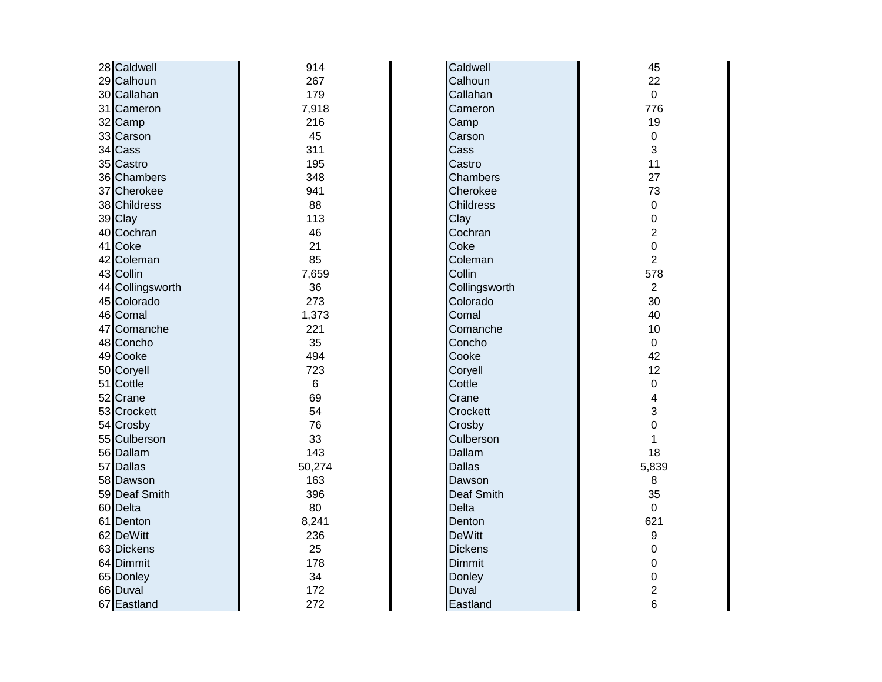| | | | | |
|---|---|---|---|---|
| 28 | Caldwell | 914 | Caldwell | 45 |
| 29 | Calhoun | 267 | Calhoun | 22 |
| 30 | Callahan | 179 | Callahan | 0 |
| 31 | Cameron | 7,918 | Cameron | 776 |
| 32 | Camp | 216 | Camp | 19 |
| 33 | Carson | 45 | Carson | 0 |
| 34 | Cass | 311 | Cass | 3 |
| 35 | Castro | 195 | Castro | 11 |
| 36 | Chambers | 348 | Chambers | 27 |
| 37 | Cherokee | 941 | Cherokee | 73 |
| 38 | Childress | 88 | Childress | 0 |
| 39 | Clay | 113 | Clay | 0 |
| 40 | Cochran | 46 | Cochran | 2 |
| 41 | Coke | 21 | Coke | 0 |
| 42 | Coleman | 85 | Coleman | 2 |
| 43 | Collin | 7,659 | Collin | 578 |
| 44 | Collingsworth | 36 | Collingsworth | 2 |
| 45 | Colorado | 273 | Colorado | 30 |
| 46 | Comal | 1,373 | Comal | 40 |
| 47 | Comanche | 221 | Comanche | 10 |
| 48 | Concho | 35 | Concho | 0 |
| 49 | Cooke | 494 | Cooke | 42 |
| 50 | Coryell | 723 | Coryell | 12 |
| 51 | Cottle | 6 | Cottle | 0 |
| 52 | Crane | 69 | Crane | 4 |
| 53 | Crockett | 54 | Crockett | 3 |
| 54 | Crosby | 76 | Crosby | 0 |
| 55 | Culberson | 33 | Culberson | 1 |
| 56 | Dallam | 143 | Dallam | 18 |
| 57 | Dallas | 50,274 | Dallas | 5,839 |
| 58 | Dawson | 163 | Dawson | 8 |
| 59 | Deaf Smith | 396 | Deaf Smith | 35 |
| 60 | Delta | 80 | Delta | 0 |
| 61 | Denton | 8,241 | Denton | 621 |
| 62 | DeWitt | 236 | DeWitt | 9 |
| 63 | Dickens | 25 | Dickens | 0 |
| 64 | Dimmit | 178 | Dimmit | 0 |
| 65 | Donley | 34 | Donley | 0 |
| 66 | Duval | 172 | Duval | 2 |
| 67 | Eastland | 272 | Eastland | 6 |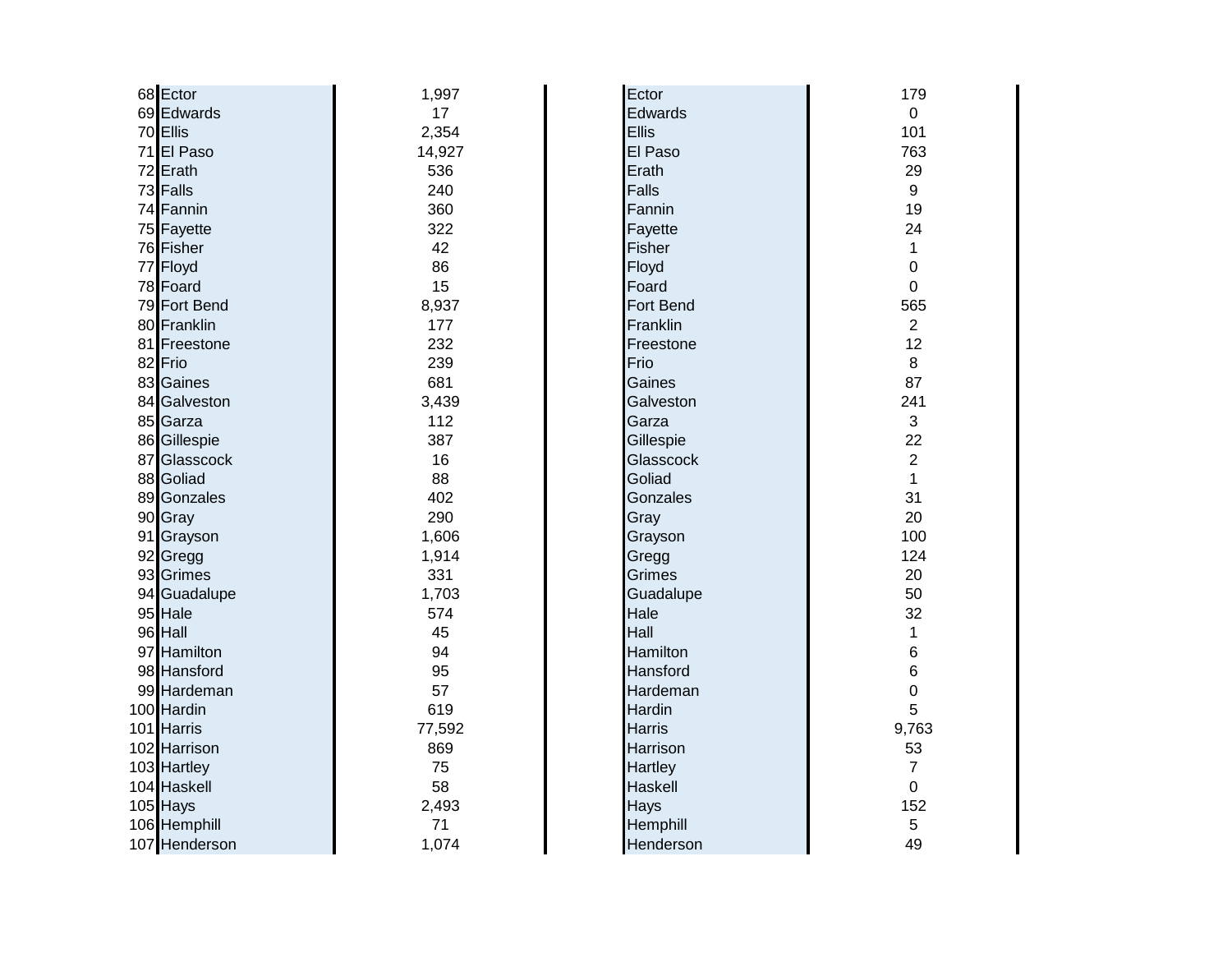| | County | | County | |
|---|---|---|---|---|
| 68 | Ector | 1,997 | Ector | 179 |
| 69 | Edwards | 17 | Edwards | 0 |
| 70 | Ellis | 2,354 | Ellis | 101 |
| 71 | El Paso | 14,927 | El Paso | 763 |
| 72 | Erath | 536 | Erath | 29 |
| 73 | Falls | 240 | Falls | 9 |
| 74 | Fannin | 360 | Fannin | 19 |
| 75 | Fayette | 322 | Fayette | 24 |
| 76 | Fisher | 42 | Fisher | 1 |
| 77 | Floyd | 86 | Floyd | 0 |
| 78 | Foard | 15 | Foard | 0 |
| 79 | Fort Bend | 8,937 | Fort Bend | 565 |
| 80 | Franklin | 177 | Franklin | 2 |
| 81 | Freestone | 232 | Freestone | 12 |
| 82 | Frio | 239 | Frio | 8 |
| 83 | Gaines | 681 | Gaines | 87 |
| 84 | Galveston | 3,439 | Galveston | 241 |
| 85 | Garza | 112 | Garza | 3 |
| 86 | Gillespie | 387 | Gillespie | 22 |
| 87 | Glasscock | 16 | Glasscock | 2 |
| 88 | Goliad | 88 | Goliad | 1 |
| 89 | Gonzales | 402 | Gonzales | 31 |
| 90 | Gray | 290 | Gray | 20 |
| 91 | Grayson | 1,606 | Grayson | 100 |
| 92 | Gregg | 1,914 | Gregg | 124 |
| 93 | Grimes | 331 | Grimes | 20 |
| 94 | Guadalupe | 1,703 | Guadalupe | 50 |
| 95 | Hale | 574 | Hale | 32 |
| 96 | Hall | 45 | Hall | 1 |
| 97 | Hamilton | 94 | Hamilton | 6 |
| 98 | Hansford | 95 | Hansford | 6 |
| 99 | Hardeman | 57 | Hardeman | 0 |
| 100 | Hardin | 619 | Hardin | 5 |
| 101 | Harris | 77,592 | Harris | 9,763 |
| 102 | Harrison | 869 | Harrison | 53 |
| 103 | Hartley | 75 | Hartley | 7 |
| 104 | Haskell | 58 | Haskell | 0 |
| 105 | Hays | 2,493 | Hays | 152 |
| 106 | Hemphill | 71 | Hemphill | 5 |
| 107 | Henderson | 1,074 | Henderson | 49 |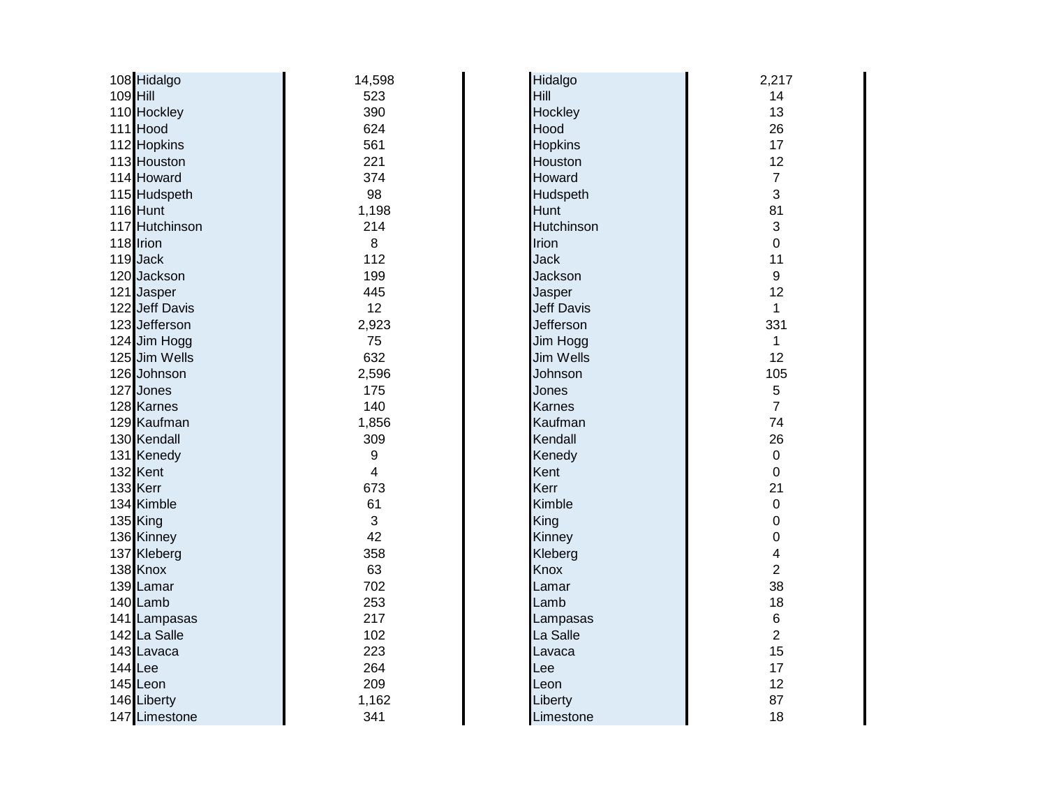| | | | | |
|---|---|---|---|---|
| 108 | Hidalgo | 14,598 | Hidalgo | 2,217 |
| 109 | Hill | 523 | Hill | 14 |
| 110 | Hockley | 390 | Hockley | 13 |
| 111 | Hood | 624 | Hood | 26 |
| 112 | Hopkins | 561 | Hopkins | 17 |
| 113 | Houston | 221 | Houston | 12 |
| 114 | Howard | 374 | Howard | 7 |
| 115 | Hudspeth | 98 | Hudspeth | 3 |
| 116 | Hunt | 1,198 | Hunt | 81 |
| 117 | Hutchinson | 214 | Hutchinson | 3 |
| 118 | Irion | 8 | Irion | 0 |
| 119 | Jack | 112 | Jack | 11 |
| 120 | Jackson | 199 | Jackson | 9 |
| 121 | Jasper | 445 | Jasper | 12 |
| 122 | Jeff Davis | 12 | Jeff Davis | 1 |
| 123 | Jefferson | 2,923 | Jefferson | 331 |
| 124 | Jim Hogg | 75 | Jim Hogg | 1 |
| 125 | Jim Wells | 632 | Jim Wells | 12 |
| 126 | Johnson | 2,596 | Johnson | 105 |
| 127 | Jones | 175 | Jones | 5 |
| 128 | Karnes | 140 | Karnes | 7 |
| 129 | Kaufman | 1,856 | Kaufman | 74 |
| 130 | Kendall | 309 | Kendall | 26 |
| 131 | Kenedy | 9 | Kenedy | 0 |
| 132 | Kent | 4 | Kent | 0 |
| 133 | Kerr | 673 | Kerr | 21 |
| 134 | Kimble | 61 | Kimble | 0 |
| 135 | King | 3 | King | 0 |
| 136 | Kinney | 42 | Kinney | 0 |
| 137 | Kleberg | 358 | Kleberg | 4 |
| 138 | Knox | 63 | Knox | 2 |
| 139 | Lamar | 702 | Lamar | 38 |
| 140 | Lamb | 253 | Lamb | 18 |
| 141 | Lampasas | 217 | Lampasas | 6 |
| 142 | La Salle | 102 | La Salle | 2 |
| 143 | Lavaca | 223 | Lavaca | 15 |
| 144 | Lee | 264 | Lee | 17 |
| 145 | Leon | 209 | Leon | 12 |
| 146 | Liberty | 1,162 | Liberty | 87 |
| 147 | Limestone | 341 | Limestone | 18 |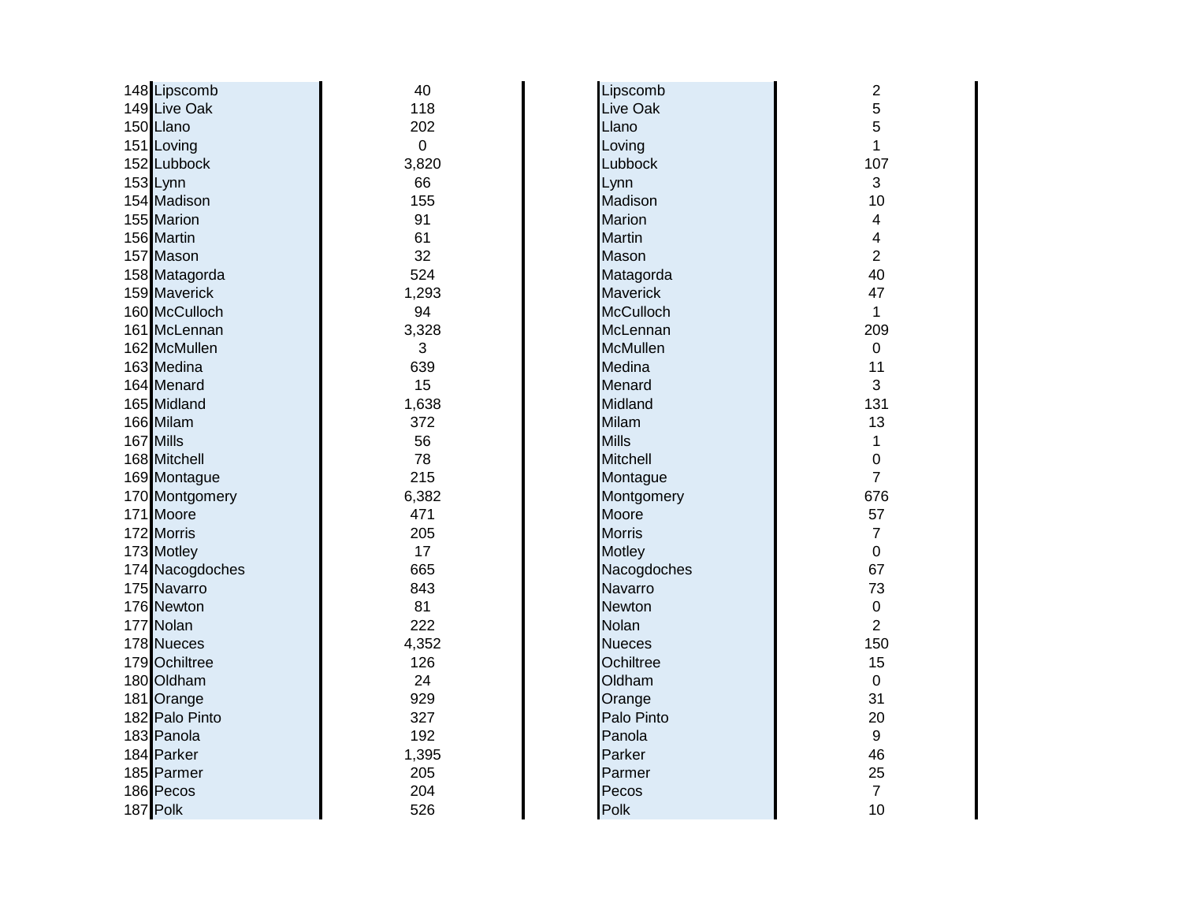| | | | | |
|---|---|---|---|---|
| 148 | Lipscomb | 40 | Lipscomb | 2 |
| 149 | Live Oak | 118 | Live Oak | 5 |
| 150 | Llano | 202 | Llano | 5 |
| 151 | Loving | 0 | Loving | 1 |
| 152 | Lubbock | 3,820 | Lubbock | 107 |
| 153 | Lynn | 66 | Lynn | 3 |
| 154 | Madison | 155 | Madison | 10 |
| 155 | Marion | 91 | Marion | 4 |
| 156 | Martin | 61 | Martin | 4 |
| 157 | Mason | 32 | Mason | 2 |
| 158 | Matagorda | 524 | Matagorda | 40 |
| 159 | Maverick | 1,293 | Maverick | 47 |
| 160 | McCulloch | 94 | McCulloch | 1 |
| 161 | McLennan | 3,328 | McLennan | 209 |
| 162 | McMullen | 3 | McMullen | 0 |
| 163 | Medina | 639 | Medina | 11 |
| 164 | Menard | 15 | Menard | 3 |
| 165 | Midland | 1,638 | Midland | 131 |
| 166 | Milam | 372 | Milam | 13 |
| 167 | Mills | 56 | Mills | 1 |
| 168 | Mitchell | 78 | Mitchell | 0 |
| 169 | Montague | 215 | Montague | 7 |
| 170 | Montgomery | 6,382 | Montgomery | 676 |
| 171 | Moore | 471 | Moore | 57 |
| 172 | Morris | 205 | Morris | 7 |
| 173 | Motley | 17 | Motley | 0 |
| 174 | Nacogdoches | 665 | Nacogdoches | 67 |
| 175 | Navarro | 843 | Navarro | 73 |
| 176 | Newton | 81 | Newton | 0 |
| 177 | Nolan | 222 | Nolan | 2 |
| 178 | Nueces | 4,352 | Nueces | 150 |
| 179 | Ochiltree | 126 | Ochiltree | 15 |
| 180 | Oldham | 24 | Oldham | 0 |
| 181 | Orange | 929 | Orange | 31 |
| 182 | Palo Pinto | 327 | Palo Pinto | 20 |
| 183 | Panola | 192 | Panola | 9 |
| 184 | Parker | 1,395 | Parker | 46 |
| 185 | Parmer | 205 | Parmer | 25 |
| 186 | Pecos | 204 | Pecos | 7 |
| 187 | Polk | 526 | Polk | 10 |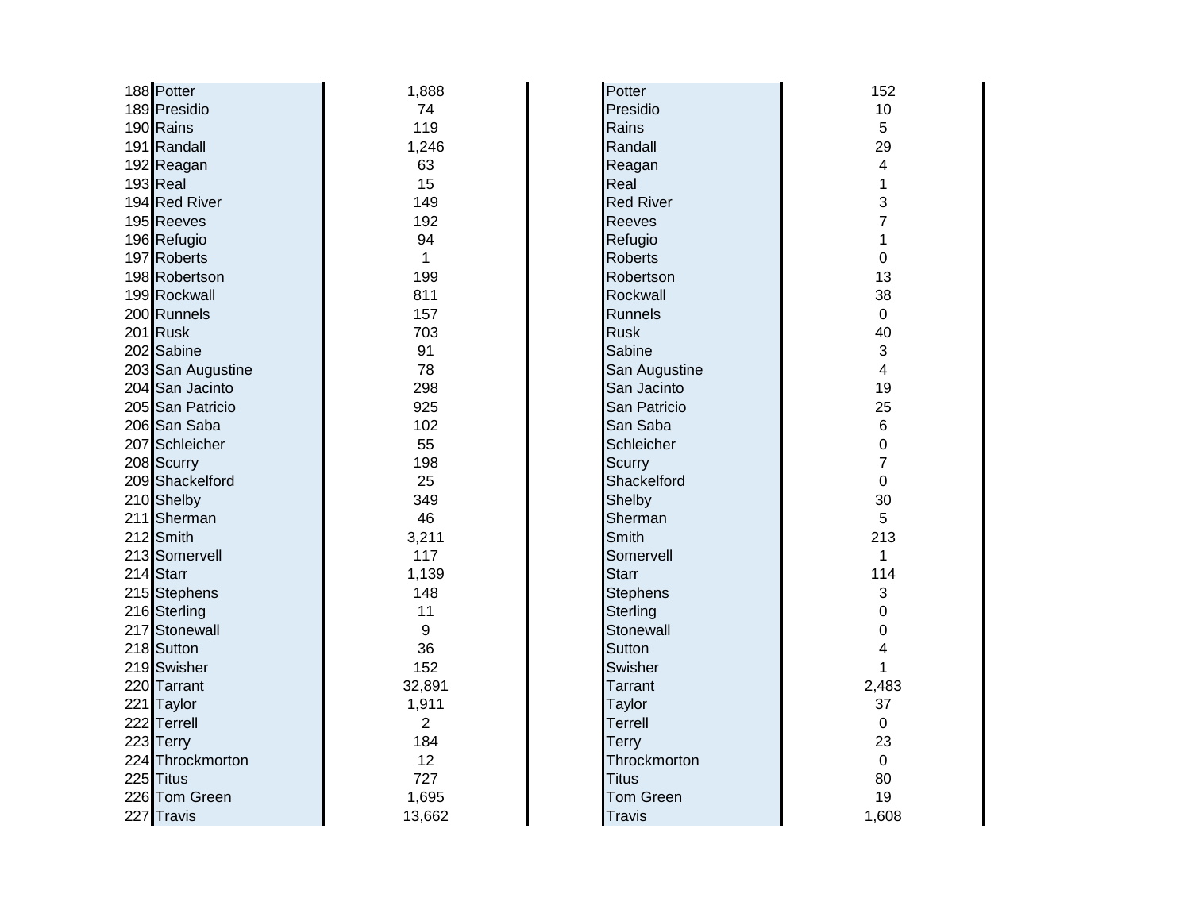| # | County | Value | County | Value |
|---|---|---|---|---|
| 188 | Potter | 1,888 | Potter | 152 |
| 189 | Presidio | 74 | Presidio | 10 |
| 190 | Rains | 119 | Rains | 5 |
| 191 | Randall | 1,246 | Randall | 29 |
| 192 | Reagan | 63 | Reagan | 4 |
| 193 | Real | 15 | Real | 1 |
| 194 | Red River | 149 | Red River | 3 |
| 195 | Reeves | 192 | Reeves | 7 |
| 196 | Refugio | 94 | Refugio | 1 |
| 197 | Roberts | 1 | Roberts | 0 |
| 198 | Robertson | 199 | Robertson | 13 |
| 199 | Rockwall | 811 | Rockwall | 38 |
| 200 | Runnels | 157 | Runnels | 0 |
| 201 | Rusk | 703 | Rusk | 40 |
| 202 | Sabine | 91 | Sabine | 3 |
| 203 | San Augustine | 78 | San Augustine | 4 |
| 204 | San Jacinto | 298 | San Jacinto | 19 |
| 205 | San Patricio | 925 | San Patricio | 25 |
| 206 | San Saba | 102 | San Saba | 6 |
| 207 | Schleicher | 55 | Schleicher | 0 |
| 208 | Scurry | 198 | Scurry | 7 |
| 209 | Shackelford | 25 | Shackelford | 0 |
| 210 | Shelby | 349 | Shelby | 30 |
| 211 | Sherman | 46 | Sherman | 5 |
| 212 | Smith | 3,211 | Smith | 213 |
| 213 | Somervell | 117 | Somervell | 1 |
| 214 | Starr | 1,139 | Starr | 114 |
| 215 | Stephens | 148 | Stephens | 3 |
| 216 | Sterling | 11 | Sterling | 0 |
| 217 | Stonewall | 9 | Stonewall | 0 |
| 218 | Sutton | 36 | Sutton | 4 |
| 219 | Swisher | 152 | Swisher | 1 |
| 220 | Tarrant | 32,891 | Tarrant | 2,483 |
| 221 | Taylor | 1,911 | Taylor | 37 |
| 222 | Terrell | 2 | Terrell | 0 |
| 223 | Terry | 184 | Terry | 23 |
| 224 | Throckmorton | 12 | Throckmorton | 0 |
| 225 | Titus | 727 | Titus | 80 |
| 226 | Tom Green | 1,695 | Tom Green | 19 |
| 227 | Travis | 13,662 | Travis | 1,608 |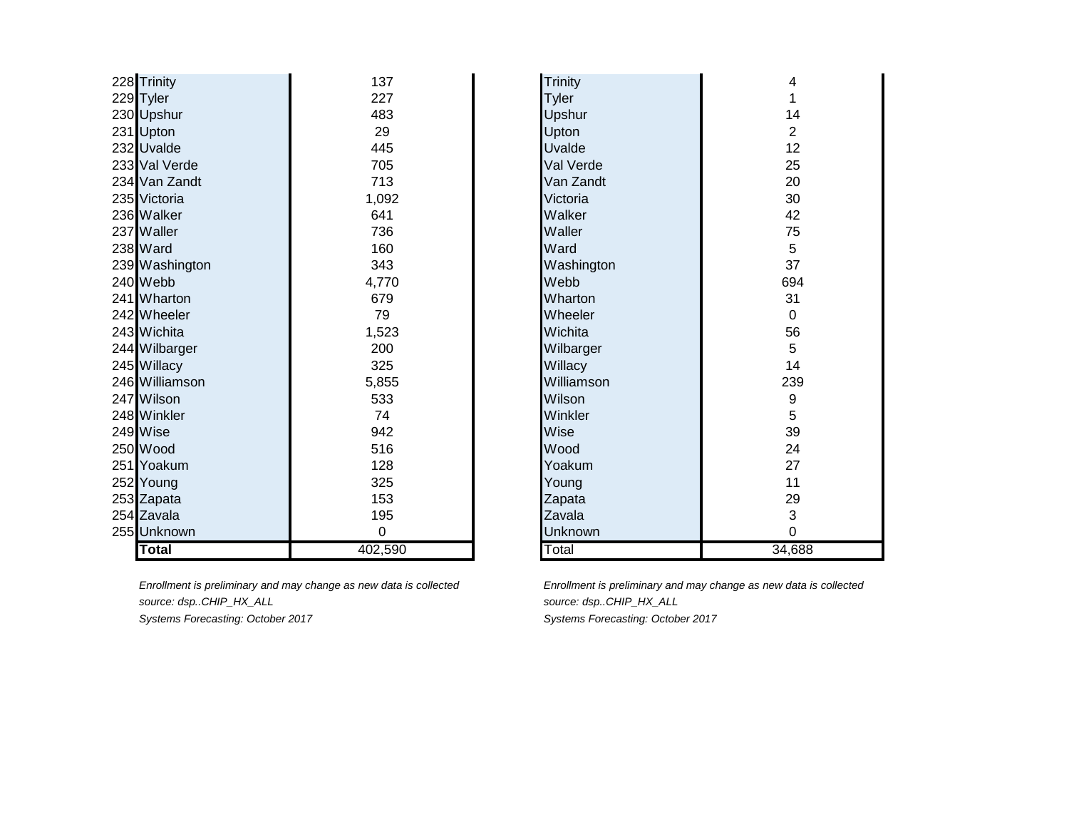| | County | Enrollment |
|---|---|---|
| 228 | Trinity | 137 |
| 229 | Tyler | 227 |
| 230 | Upshur | 483 |
| 231 | Upton | 29 |
| 232 | Uvalde | 445 |
| 233 | Val Verde | 705 |
| 234 | Van Zandt | 713 |
| 235 | Victoria | 1,092 |
| 236 | Walker | 641 |
| 237 | Waller | 736 |
| 238 | Ward | 160 |
| 239 | Washington | 343 |
| 240 | Webb | 4,770 |
| 241 | Wharton | 679 |
| 242 | Wheeler | 79 |
| 243 | Wichita | 1,523 |
| 244 | Wilbarger | 200 |
| 245 | Willacy | 325 |
| 246 | Williamson | 5,855 |
| 247 | Wilson | 533 |
| 248 | Winkler | 74 |
| 249 | Wise | 942 |
| 250 | Wood | 516 |
| 251 | Yoakum | 128 |
| 252 | Young | 325 |
| 253 | Zapata | 153 |
| 254 | Zavala | 195 |
| 255 | Unknown | 0 |
| | **Total** | 402,590 |

*Enrollment is preliminary and may change as new data is collected*
*source: dsp..CHIP_HX_ALL*
*Systems Forecasting: October 2017*

| County | Enrollment |
|---|---|
| Trinity | 4 |
| Tyler | 1 |
| Upshur | 14 |
| Upton | 2 |
| Uvalde | 12 |
| Val Verde | 25 |
| Van Zandt | 20 |
| Victoria | 30 |
| Walker | 42 |
| Waller | 75 |
| Ward | 5 |
| Washington | 37 |
| Webb | 694 |
| Wharton | 31 |
| Wheeler | 0 |
| Wichita | 56 |
| Wilbarger | 5 |
| Willacy | 14 |
| Williamson | 239 |
| Wilson | 9 |
| Winkler | 5 |
| Wise | 39 |
| Wood | 24 |
| Yoakum | 27 |
| Young | 11 |
| Zapata | 29 |
| Zavala | 3 |
| Unknown | 0 |
| Total | 34,688 |

*Enrollment is preliminary and may change as new data is collected*
*source: dsp..CHIP_HX_ALL*
*Systems Forecasting: October 2017*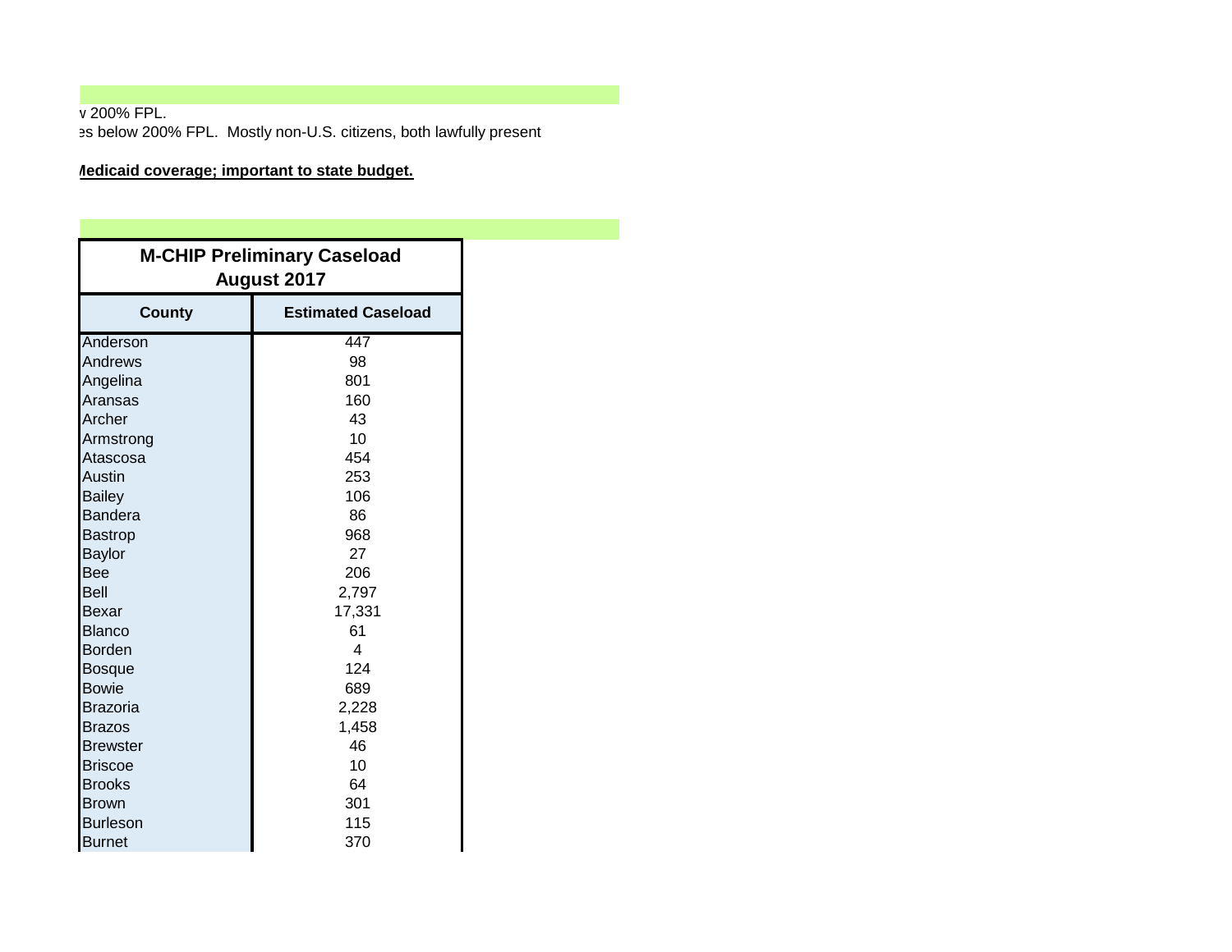w 200% FPL.

es below 200% FPL.  Mostly non-U.S. citizens, both lawfully present

**Medicaid coverage; important to state budget.**

| M-CHIP Preliminary Caseload August 2017 | |
|---|---|
| **County** | **Estimated Caseload** |
| Anderson | 447 |
| Andrews | 98 |
| Angelina | 801 |
| Aransas | 160 |
| Archer | 43 |
| Armstrong | 10 |
| Atascosa | 454 |
| Austin | 253 |
| Bailey | 106 |
| Bandera | 86 |
| Bastrop | 968 |
| Baylor | 27 |
| Bee | 206 |
| Bell | 2,797 |
| Bexar | 17,331 |
| Blanco | 61 |
| Borden | 4 |
| Bosque | 124 |
| Bowie | 689 |
| Brazoria | 2,228 |
| Brazos | 1,458 |
| Brewster | 46 |
| Briscoe | 10 |
| Brooks | 64 |
| Brown | 301 |
| Burleson | 115 |
| Burnet | 370 |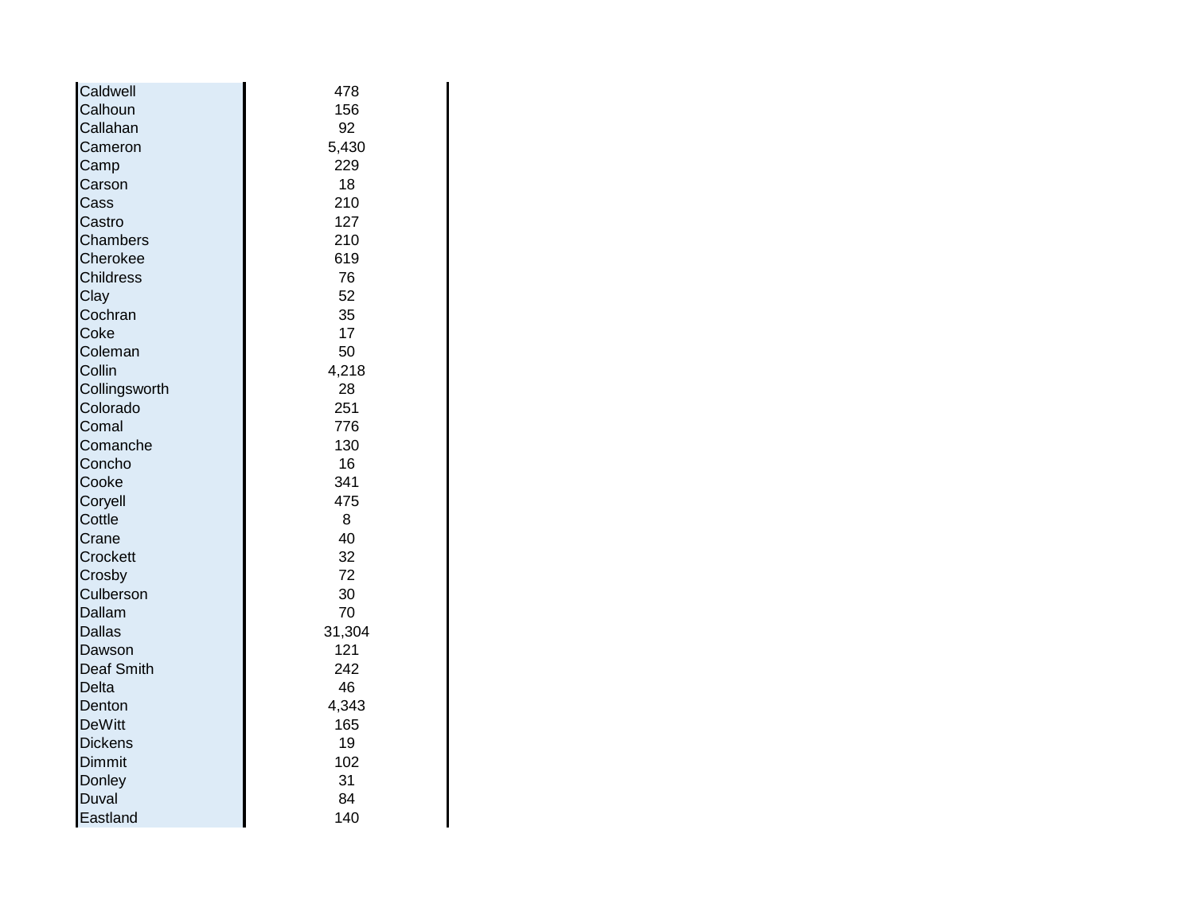| | |
|---|---|
| Caldwell | 478 |
| Calhoun | 156 |
| Callahan | 92 |
| Cameron | 5,430 |
| Camp | 229 |
| Carson | 18 |
| Cass | 210 |
| Castro | 127 |
| Chambers | 210 |
| Cherokee | 619 |
| Childress | 76 |
| Clay | 52 |
| Cochran | 35 |
| Coke | 17 |
| Coleman | 50 |
| Collin | 4,218 |
| Collingsworth | 28 |
| Colorado | 251 |
| Comal | 776 |
| Comanche | 130 |
| Concho | 16 |
| Cooke | 341 |
| Coryell | 475 |
| Cottle | 8 |
| Crane | 40 |
| Crockett | 32 |
| Crosby | 72 |
| Culberson | 30 |
| Dallam | 70 |
| Dallas | 31,304 |
| Dawson | 121 |
| Deaf Smith | 242 |
| Delta | 46 |
| Denton | 4,343 |
| DeWitt | 165 |
| Dickens | 19 |
| Dimmit | 102 |
| Donley | 31 |
| Duval | 84 |
| Eastland | 140 |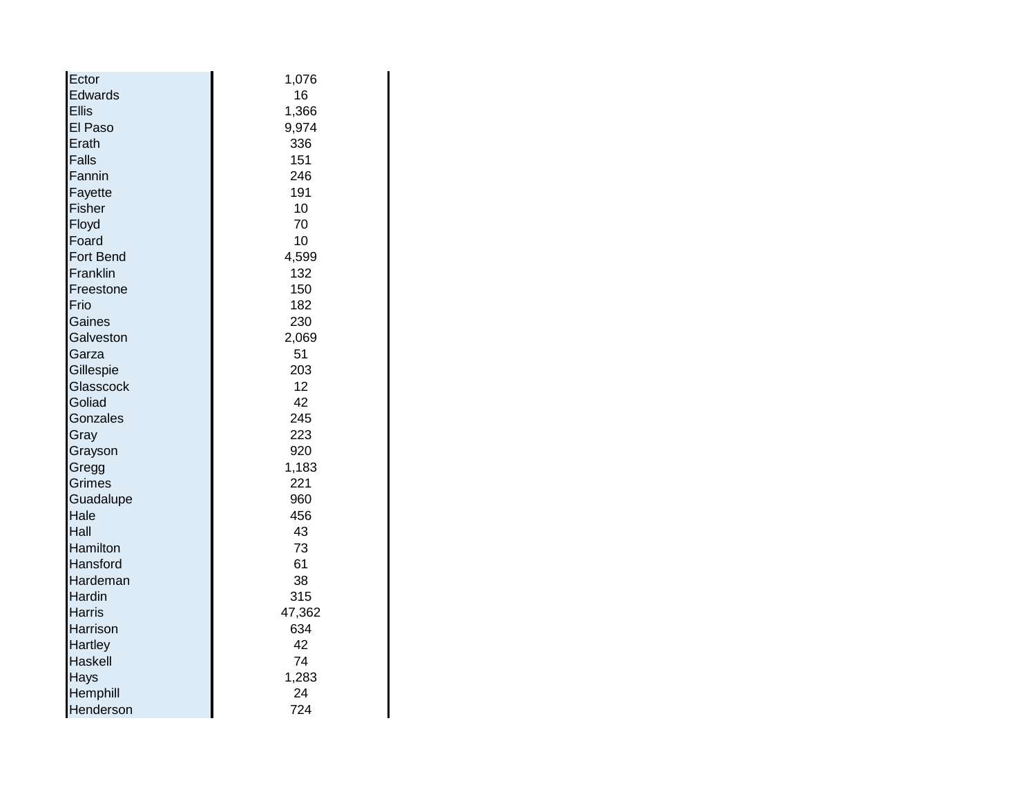| | |
|---|---|
| Ector | 1,076 |
| Edwards | 16 |
| Ellis | 1,366 |
| El Paso | 9,974 |
| Erath | 336 |
| Falls | 151 |
| Fannin | 246 |
| Fayette | 191 |
| Fisher | 10 |
| Floyd | 70 |
| Foard | 10 |
| Fort Bend | 4,599 |
| Franklin | 132 |
| Freestone | 150 |
| Frio | 182 |
| Gaines | 230 |
| Galveston | 2,069 |
| Garza | 51 |
| Gillespie | 203 |
| Glasscock | 12 |
| Goliad | 42 |
| Gonzales | 245 |
| Gray | 223 |
| Grayson | 920 |
| Gregg | 1,183 |
| Grimes | 221 |
| Guadalupe | 960 |
| Hale | 456 |
| Hall | 43 |
| Hamilton | 73 |
| Hansford | 61 |
| Hardeman | 38 |
| Hardin | 315 |
| Harris | 47,362 |
| Harrison | 634 |
| Hartley | 42 |
| Haskell | 74 |
| Hays | 1,283 |
| Hemphill | 24 |
| Henderson | 724 |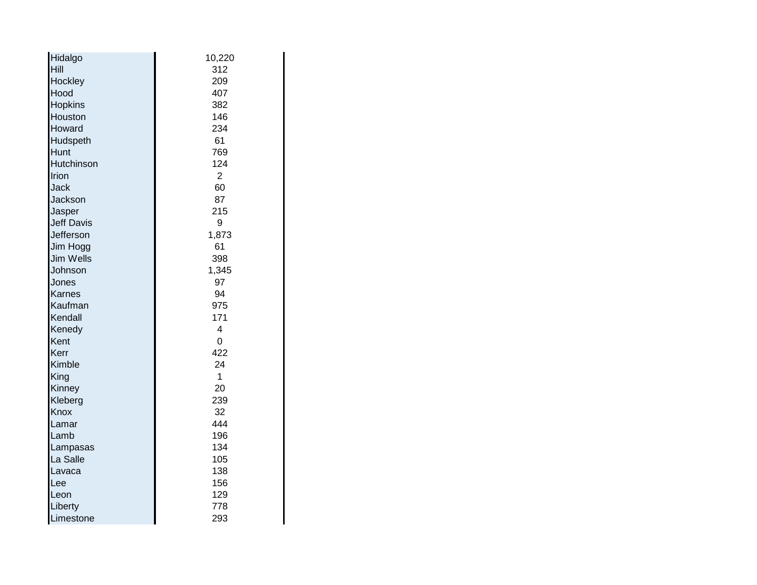| | |
|---|---|
| Hidalgo | 10,220 |
| Hill | 312 |
| Hockley | 209 |
| Hood | 407 |
| Hopkins | 382 |
| Houston | 146 |
| Howard | 234 |
| Hudspeth | 61 |
| Hunt | 769 |
| Hutchinson | 124 |
| Irion | 2 |
| Jack | 60 |
| Jackson | 87 |
| Jasper | 215 |
| Jeff Davis | 9 |
| Jefferson | 1,873 |
| Jim Hogg | 61 |
| Jim Wells | 398 |
| Johnson | 1,345 |
| Jones | 97 |
| Karnes | 94 |
| Kaufman | 975 |
| Kendall | 171 |
| Kenedy | 4 |
| Kent | 0 |
| Kerr | 422 |
| Kimble | 24 |
| King | 1 |
| Kinney | 20 |
| Kleberg | 239 |
| Knox | 32 |
| Lamar | 444 |
| Lamb | 196 |
| Lampasas | 134 |
| La Salle | 105 |
| Lavaca | 138 |
| Lee | 156 |
| Leon | 129 |
| Liberty | 778 |
| Limestone | 293 |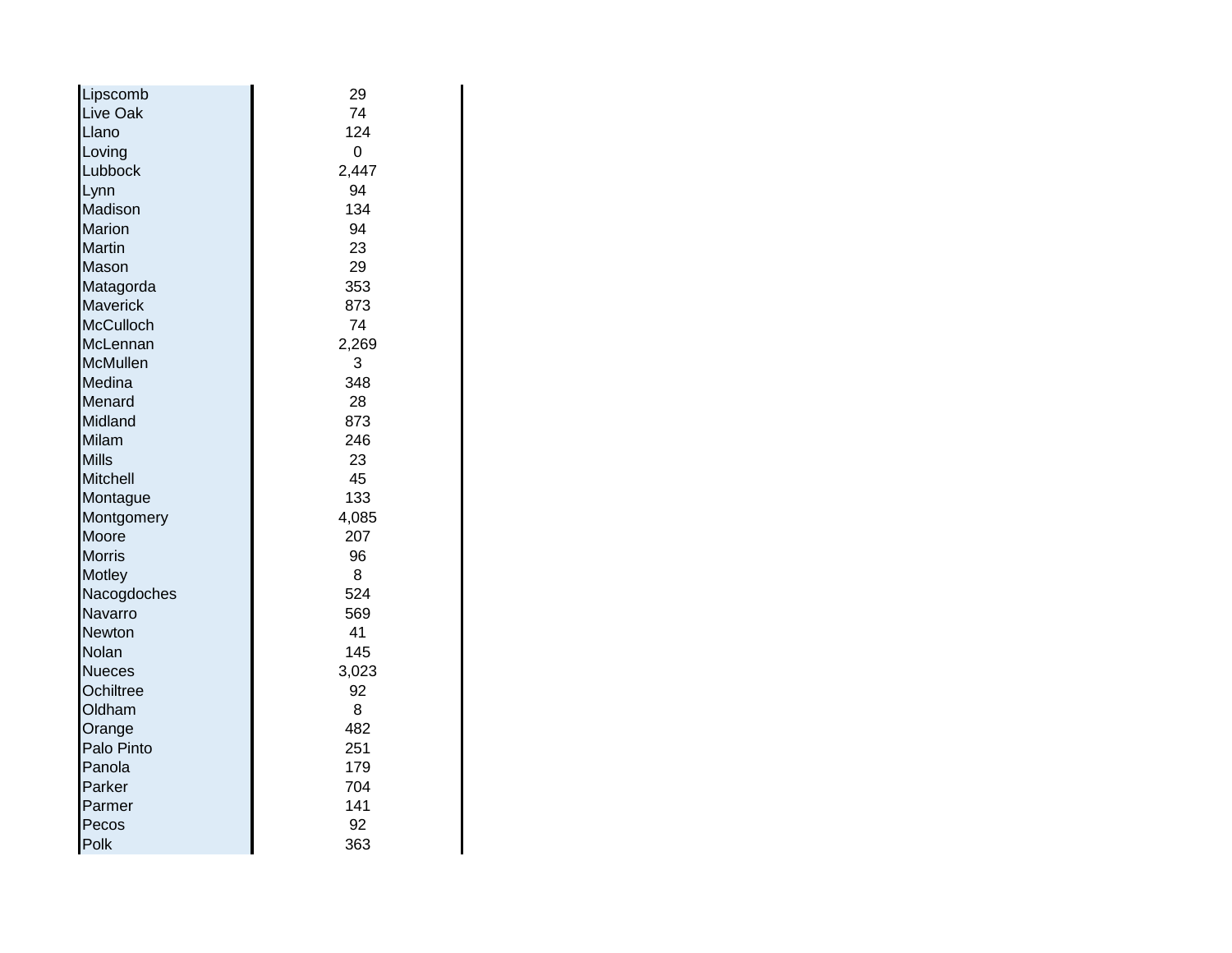| | |
|---|---|
| Lipscomb | 29 |
| Live Oak | 74 |
| Llano | 124 |
| Loving | 0 |
| Lubbock | 2,447 |
| Lynn | 94 |
| Madison | 134 |
| Marion | 94 |
| Martin | 23 |
| Mason | 29 |
| Matagorda | 353 |
| Maverick | 873 |
| McCulloch | 74 |
| McLennan | 2,269 |
| McMullen | 3 |
| Medina | 348 |
| Menard | 28 |
| Midland | 873 |
| Milam | 246 |
| Mills | 23 |
| Mitchell | 45 |
| Montague | 133 |
| Montgomery | 4,085 |
| Moore | 207 |
| Morris | 96 |
| Motley | 8 |
| Nacogdoches | 524 |
| Navarro | 569 |
| Newton | 41 |
| Nolan | 145 |
| Nueces | 3,023 |
| Ochiltree | 92 |
| Oldham | 8 |
| Orange | 482 |
| Palo Pinto | 251 |
| Panola | 179 |
| Parker | 704 |
| Parmer | 141 |
| Pecos | 92 |
| Polk | 363 |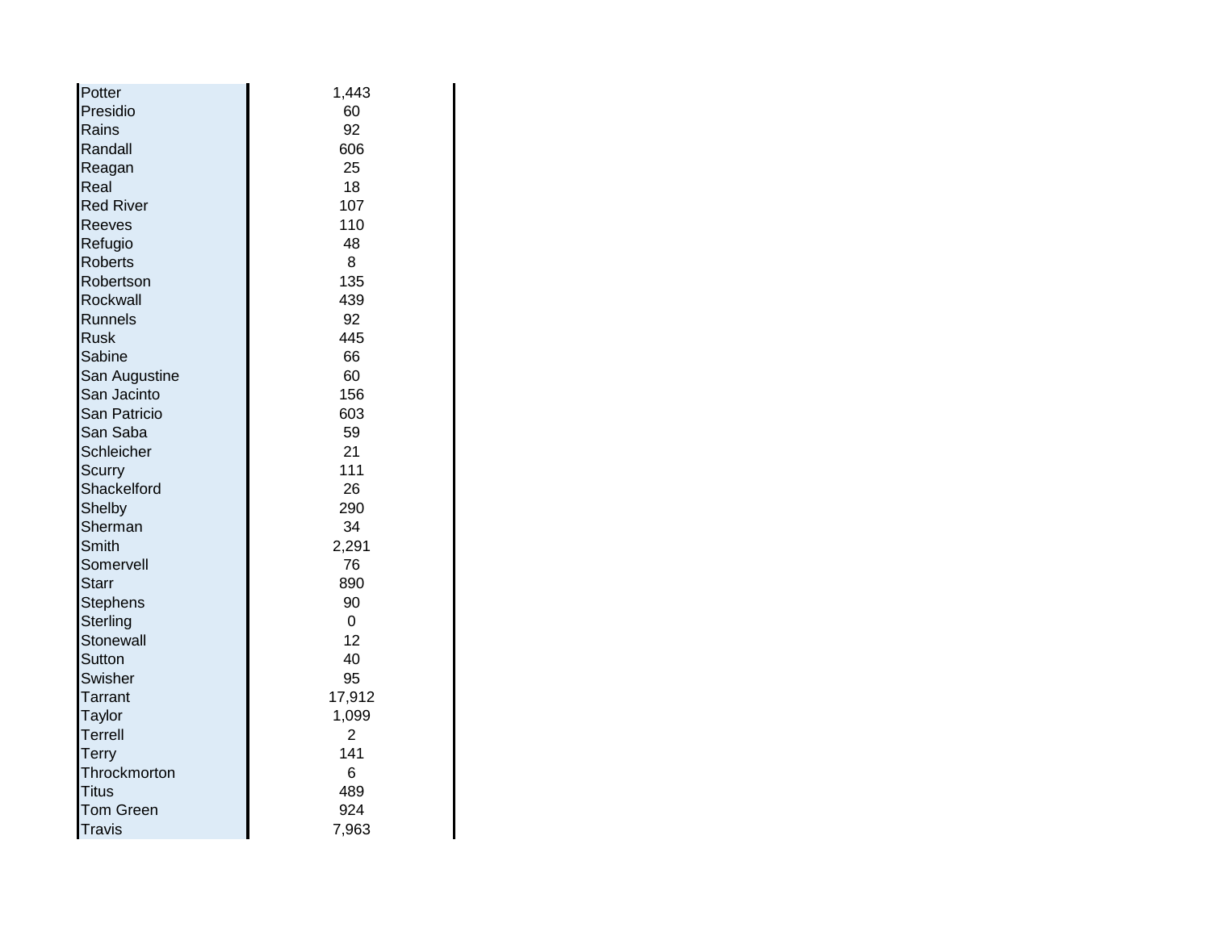| | |
|---|---|
| Potter | 1,443 |
| Presidio | 60 |
| Rains | 92 |
| Randall | 606 |
| Reagan | 25 |
| Real | 18 |
| Red River | 107 |
| Reeves | 110 |
| Refugio | 48 |
| Roberts | 8 |
| Robertson | 135 |
| Rockwall | 439 |
| Runnels | 92 |
| Rusk | 445 |
| Sabine | 66 |
| San Augustine | 60 |
| San Jacinto | 156 |
| San Patricio | 603 |
| San Saba | 59 |
| Schleicher | 21 |
| Scurry | 111 |
| Shackelford | 26 |
| Shelby | 290 |
| Sherman | 34 |
| Smith | 2,291 |
| Somervell | 76 |
| Starr | 890 |
| Stephens | 90 |
| Sterling | 0 |
| Stonewall | 12 |
| Sutton | 40 |
| Swisher | 95 |
| Tarrant | 17,912 |
| Taylor | 1,099 |
| Terrell | 2 |
| Terry | 141 |
| Throckmorton | 6 |
| Titus | 489 |
| Tom Green | 924 |
| Travis | 7,963 |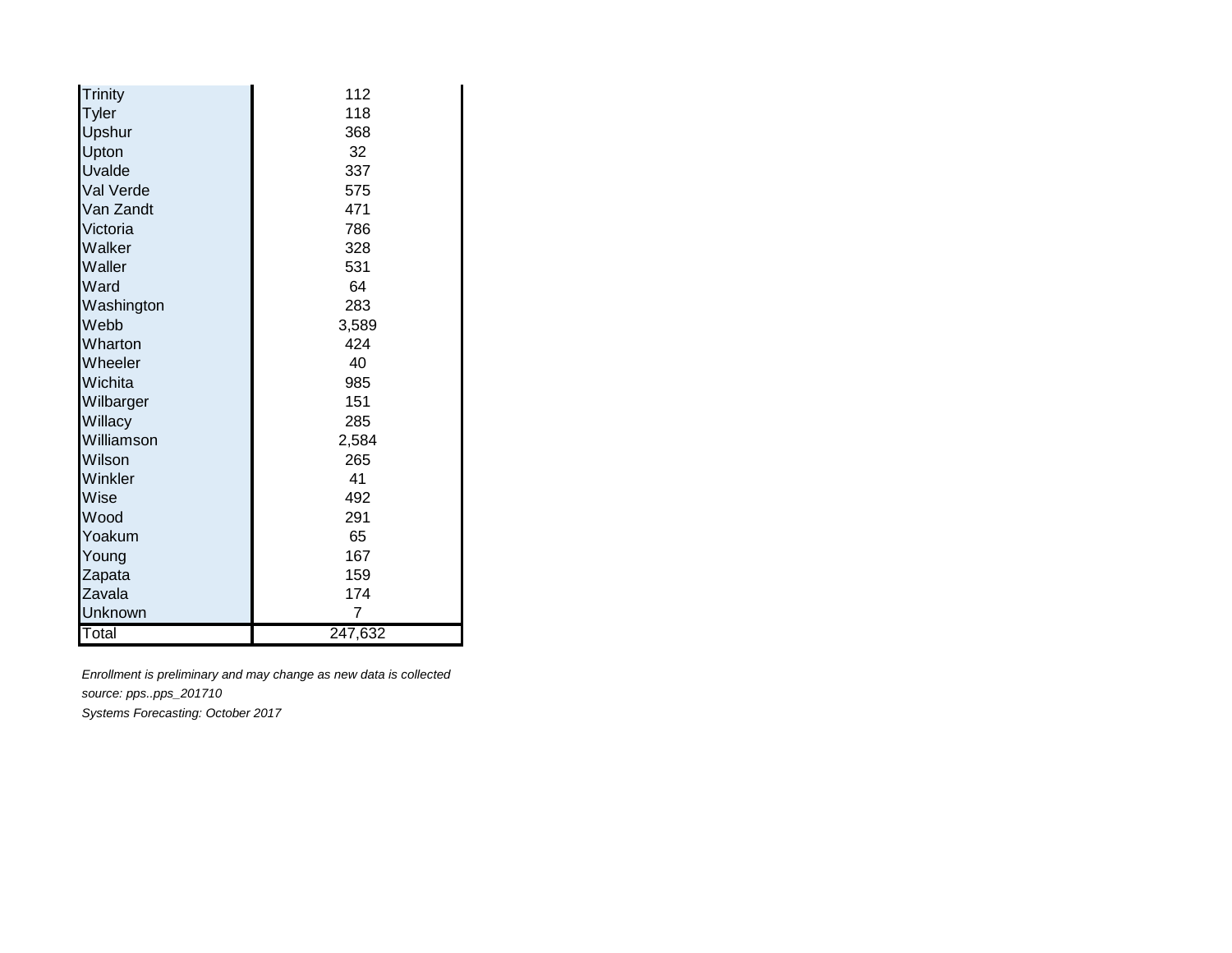| | |
|---|---|
| Trinity | 112 |
| Tyler | 118 |
| Upshur | 368 |
| Upton | 32 |
| Uvalde | 337 |
| Val Verde | 575 |
| Van Zandt | 471 |
| Victoria | 786 |
| Walker | 328 |
| Waller | 531 |
| Ward | 64 |
| Washington | 283 |
| Webb | 3,589 |
| Wharton | 424 |
| Wheeler | 40 |
| Wichita | 985 |
| Wilbarger | 151 |
| Willacy | 285 |
| Williamson | 2,584 |
| Wilson | 265 |
| Winkler | 41 |
| Wise | 492 |
| Wood | 291 |
| Yoakum | 65 |
| Young | 167 |
| Zapata | 159 |
| Zavala | 174 |
| Unknown | 7 |
| Total | 247,632 |

*Enrollment is preliminary and may change as new data is collected*

*source: pps..pps_201710*

*Systems Forecasting: October 2017*